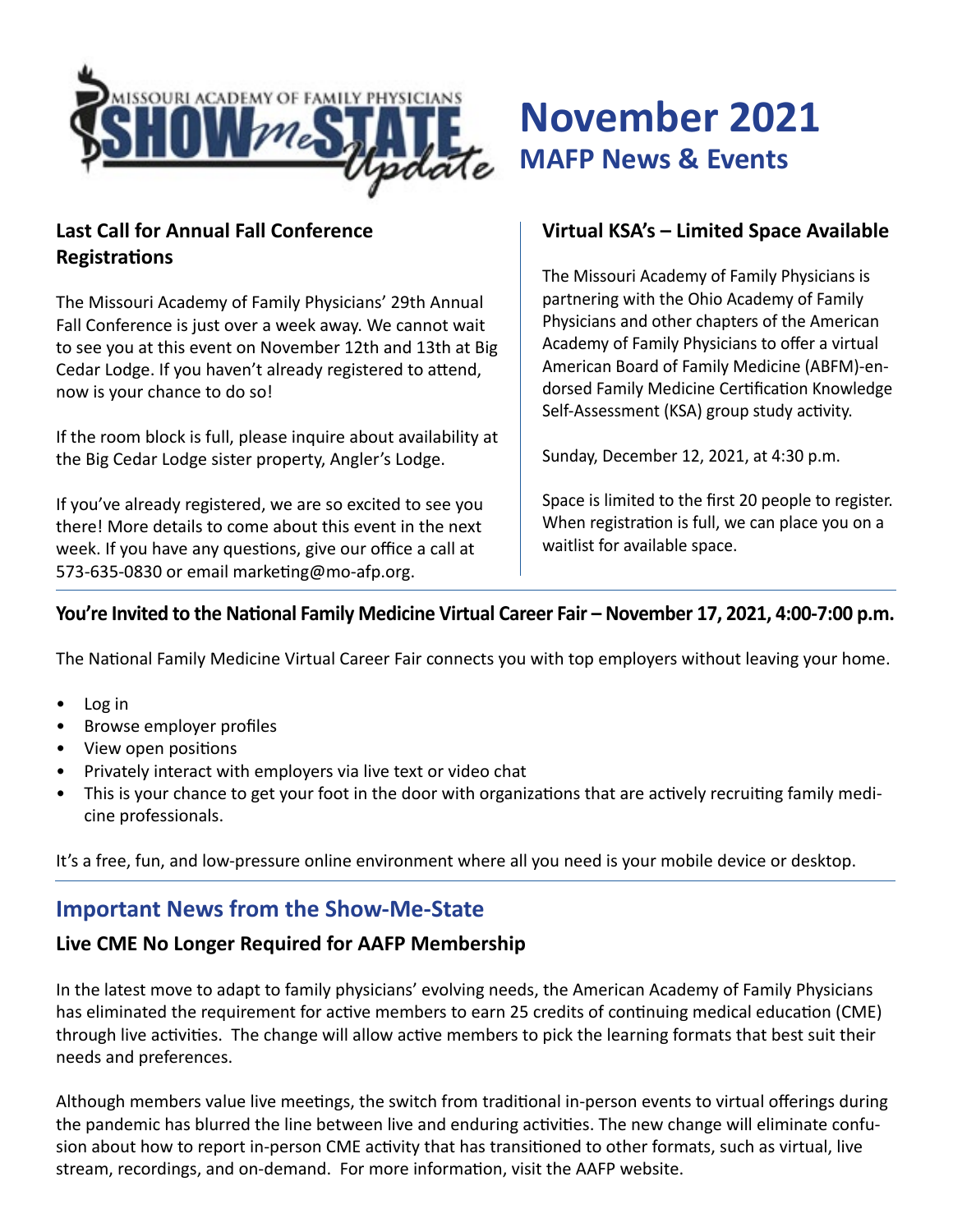# November 2021

## MAFP News & Events

### Last Call for Annual Fall Conference Registrations

The Missouri Academy of Family Physicians' 29th Annual Fall Conference is just over a week away. We cannot wait to see you at this event on November 12th and 13th at Big Cedar Lodge. If you haven't already registered to attend, now is your chance to do so!

If the room block is full, please inquire about availability at the Big Cedar Lodge sister property, Angler's Lodge.

If you've already registered, we are so excited to see you there! More details to come about this event in the next week. If you have any questions, give our office a call at 573-635-0830 or email marketing@mo-afp.org.

### Virtual KSA's – Limited Space Available

The Missouri Academy of Family Physicians is partnering with the Ohio Academy of Family Physicians and other chapters of the American Academy of Family Physicians to offer a virtual American Board of Family Medicine (ABFM)-endorsed Family Medicine Certification Knowledge Self-Assessment (KSA) group study activity.

Sunday, December 12, 2021, at 4:30 p.m.

Space is limited to the first 20 people to register. When registration is full, we can place you on a waitlist for available space.

### You're Invited to the National Family Medicine Virtual Career Fair – November 17, 2021, 4:00-7:00 p.m.

The National Family Medicine Virtual Career Fair connects you with top employers without leaving your home.

- Log in
- Browse employer profiles
- View open positions
- Privately interact with employers via live text or video chat
- This is your chance to get your foot in the door with organizations that are actively recruiting family medicine professionals.

It's a free, fun, and low-pressure online environment where all you need is your mobile device or desktop.

## Important News from the Show-Me-State

### Live CME No Longer Required for AAFP Membership

In the latest move to adapt to family physicians' evolving needs, the American Academy of Family Physicians has eliminated the requirement for active members to earn 25 credits of continuing medical education (CME) through live activities. The change will allow active members to pick the learning formats that best suit their needs and preferences.

Although members value live meetings, the switch from traditional in-person events to virtual offerings during the pandemic has blurred the line between live and enduring activities. The new change will eliminate confusion about how to report in-person CME activity that has transitioned to other formats, such as virtual, live stream, recordings, and on-demand. For more information, visit the AAFP website.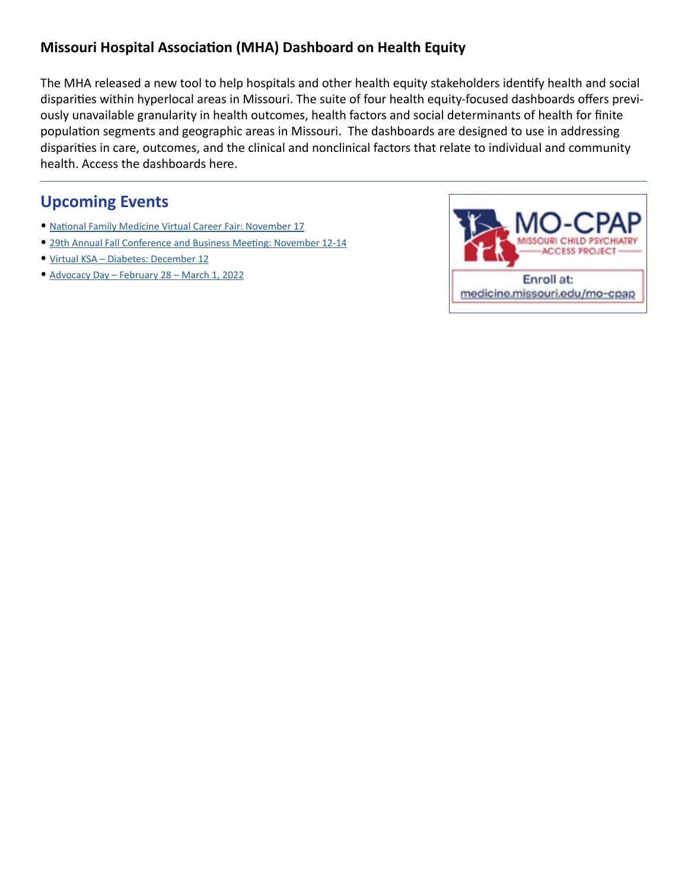### Missouri Hospital Association (MHA) Dashboard on Health Equity

The MHA released a new tool to help hospitals and other health equity stakeholders identify health and social disparities within hyperlocal areas in Missouri. The suite of four health equity-focused dashboards offers previously unavailable granularity in health outcomes, health factors and social determinants of health for finite population segments and geographic areas in Missouri. The dashboards are designed to use in addressing disparities in care, outcomes, and the clinical and nonclinical factors that relate to individual and community health. Access the dashboards here.

---

## Upcoming Events

- National Family Medicine Virtual Career Fair: November 17
- 29th Annual Fall Conference and Business Meeting: November 12-14
- Virtual KSA – Diabetes: December 12
- Advocacy Day – February 28 – March 1, 2022

MO-CPAP
MISSOURI CHILD PSYCHIATRY ACCESS PROJECT

Enroll at:
medicine.missouri.edu/mo-cpap